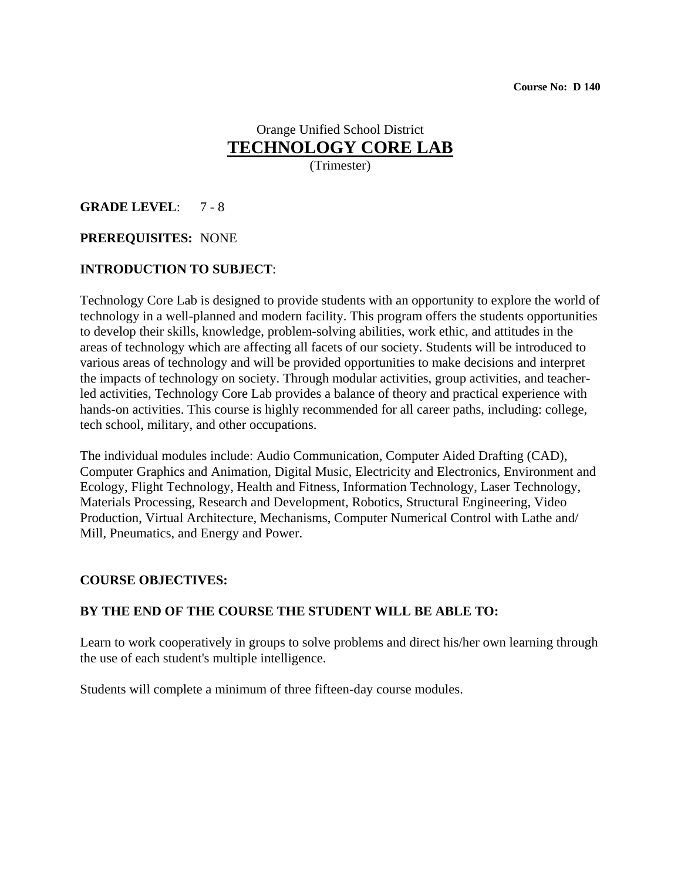**Course No: D 140**

Orange Unified School District

# TECHNOLOGY CORE LAB

(Trimester)

**GRADE LEVEL**: 7 - 8

**PREREQUISITES:** NONE

**INTRODUCTION TO SUBJECT**:

Technology Core Lab is designed to provide students with an opportunity to explore the world of technology in a well-planned and modern facility. This program offers the students opportunities to develop their skills, knowledge, problem-solving abilities, work ethic, and attitudes in the areas of technology which are affecting all facets of our society. Students will be introduced to various areas of technology and will be provided opportunities to make decisions and interpret the impacts of technology on society. Through modular activities, group activities, and teacher-led activities, Technology Core Lab provides a balance of theory and practical experience with hands-on activities. This course is highly recommended for all career paths, including: college, tech school, military, and other occupations.

The individual modules include: Audio Communication, Computer Aided Drafting (CAD), Computer Graphics and Animation, Digital Music, Electricity and Electronics, Environment and Ecology, Flight Technology, Health and Fitness, Information Technology, Laser Technology, Materials Processing, Research and Development, Robotics, Structural Engineering, Video Production, Virtual Architecture, Mechanisms, Computer Numerical Control with Lathe and/ Mill, Pneumatics, and Energy and Power.

**COURSE OBJECTIVES:**

**BY THE END OF THE COURSE THE STUDENT WILL BE ABLE TO:**

Learn to work cooperatively in groups to solve problems and direct his/her own learning through the use of each student's multiple intelligence.

Students will complete a minimum of three fifteen-day course modules.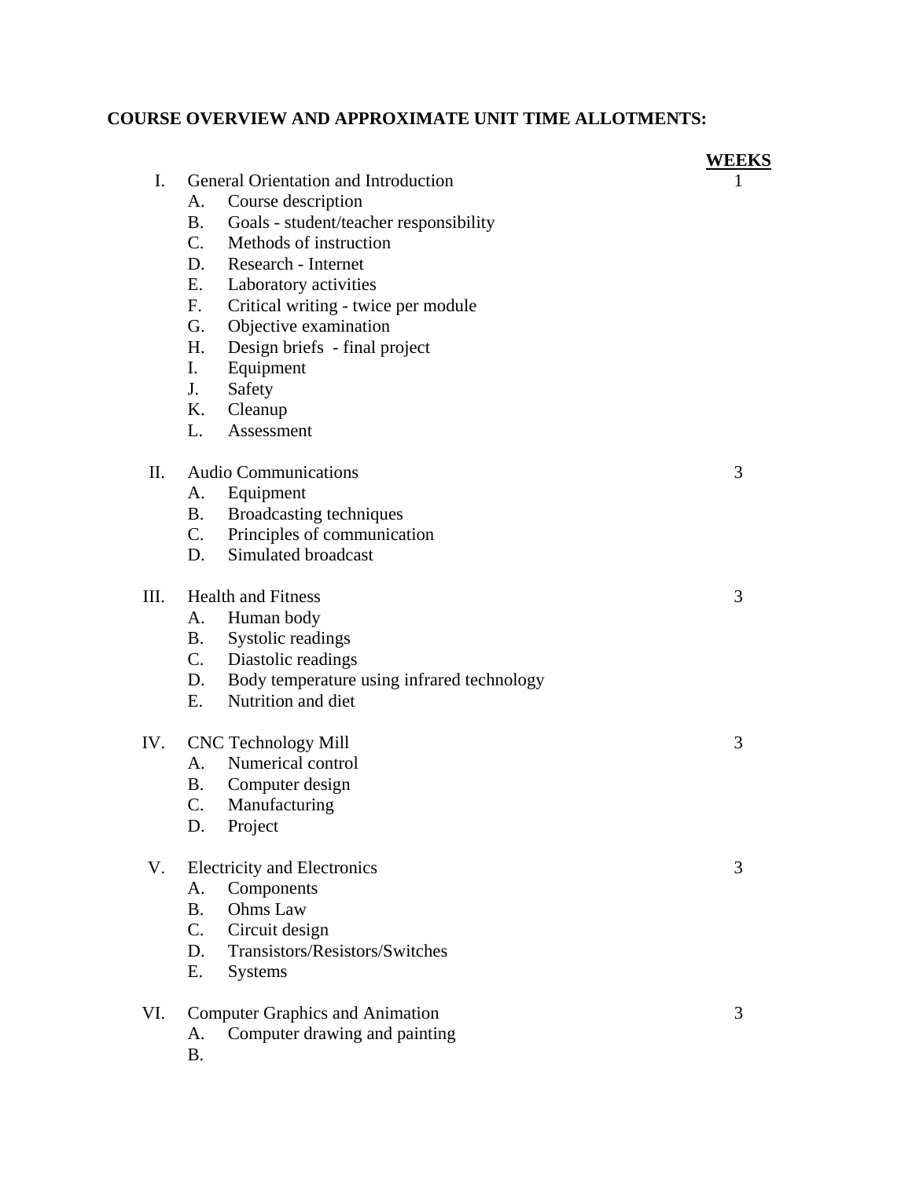**COURSE OVERVIEW AND APPROXIMATE UNIT TIME ALLOTMENTS:**

| | | WEEKS |
|---|---|---|
| I. | General Orientation and Introduction | 1 |
| | A. Course description | |
| | B. Goals - student/teacher responsibility | |
| | C. Methods of instruction | |
| | D. Research - Internet | |
| | E. Laboratory activities | |
| | F. Critical writing - twice per module | |
| | G. Objective examination | |
| | H. Design briefs - final project | |
| | I. Equipment | |
| | J. Safety | |
| | K. Cleanup | |
| | L. Assessment | |
| II. | Audio Communications | 3 |
| | A. Equipment | |
| | B. Broadcasting techniques | |
| | C. Principles of communication | |
| | D. Simulated broadcast | |
| III. | Health and Fitness | 3 |
| | A. Human body | |
| | B. Systolic readings | |
| | C. Diastolic readings | |
| | D. Body temperature using infrared technology | |
| | E. Nutrition and diet | |
| IV. | CNC Technology Mill | 3 |
| | A. Numerical control | |
| | B. Computer design | |
| | C. Manufacturing | |
| | D. Project | |
| V. | Electricity and Electronics | 3 |
| | A. Components | |
| | B. Ohms Law | |
| | C. Circuit design | |
| | D. Transistors/Resistors/Switches | |
| | E. Systems | |
| VI. | Computer Graphics and Animation | 3 |
| | A. Computer drawing and painting | |
| | B. | |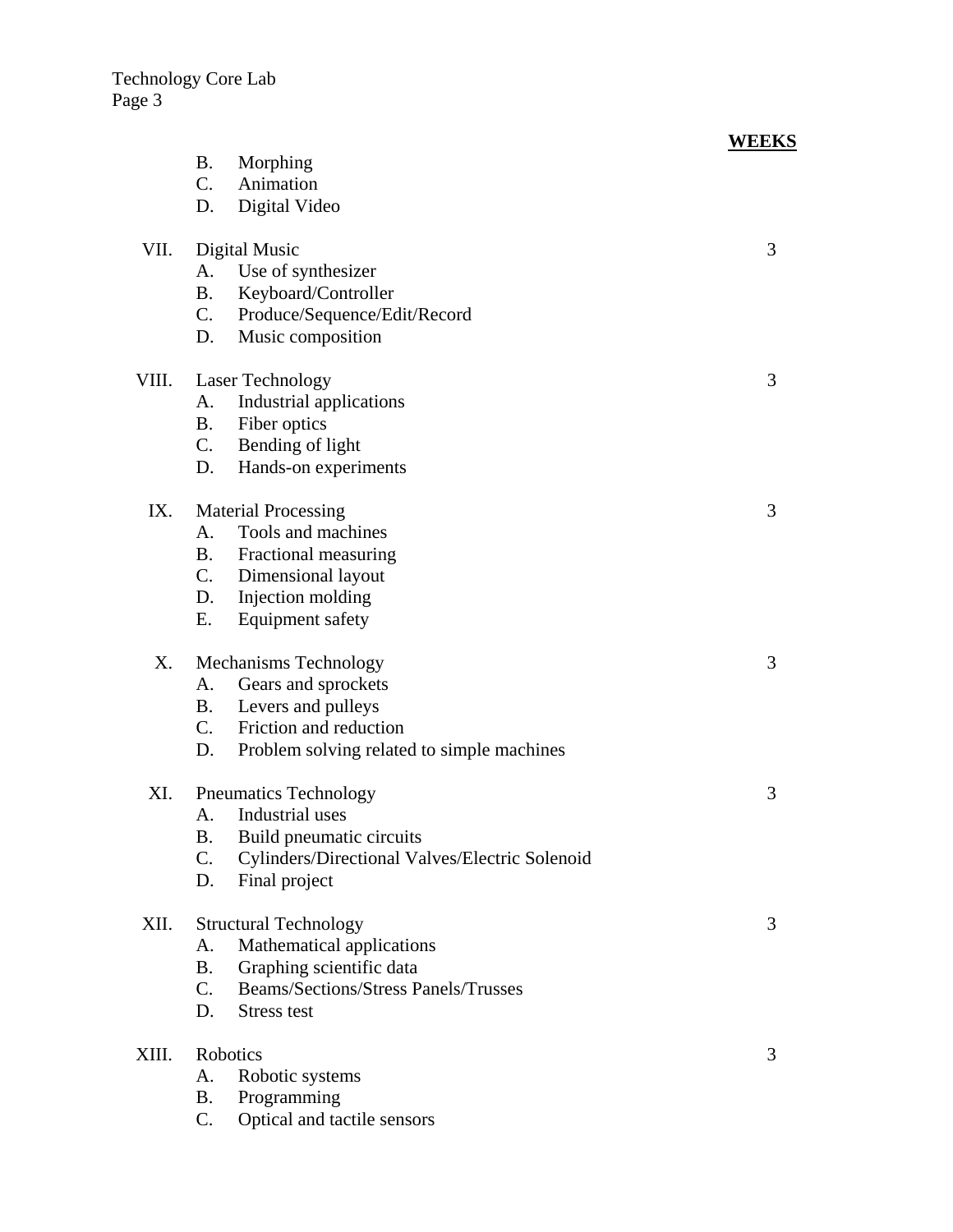| | WEEKS |
|---|---|
| B. Morphing | |
| C. Animation | |
| D. Digital Video | |
| **VII. Digital Music** | 3 |
| A. Use of synthesizer | |
| B. Keyboard/Controller | |
| C. Produce/Sequence/Edit/Record | |
| D. Music composition | |
| **VIII. Laser Technology** | 3 |
| A. Industrial applications | |
| B. Fiber optics | |
| C. Bending of light | |
| D. Hands-on experiments | |
| **IX. Material Processing** | 3 |
| A. Tools and machines | |
| B. Fractional measuring | |
| C. Dimensional layout | |
| D. Injection molding | |
| E. Equipment safety | |
| **X. Mechanisms Technology** | 3 |
| A. Gears and sprockets | |
| B. Levers and pulleys | |
| C. Friction and reduction | |
| D. Problem solving related to simple machines | |
| **XI. Pneumatics Technology** | 3 |
| A. Industrial uses | |
| B. Build pneumatic circuits | |
| C. Cylinders/Directional Valves/Electric Solenoid | |
| D. Final project | |
| **XII. Structural Technology** | 3 |
| A. Mathematical applications | |
| B. Graphing scientific data | |
| C. Beams/Sections/Stress Panels/Trusses | |
| D. Stress test | |
| **XIII. Robotics** | 3 |
| A. Robotic systems | |
| B. Programming | |
| C. Optical and tactile sensors | |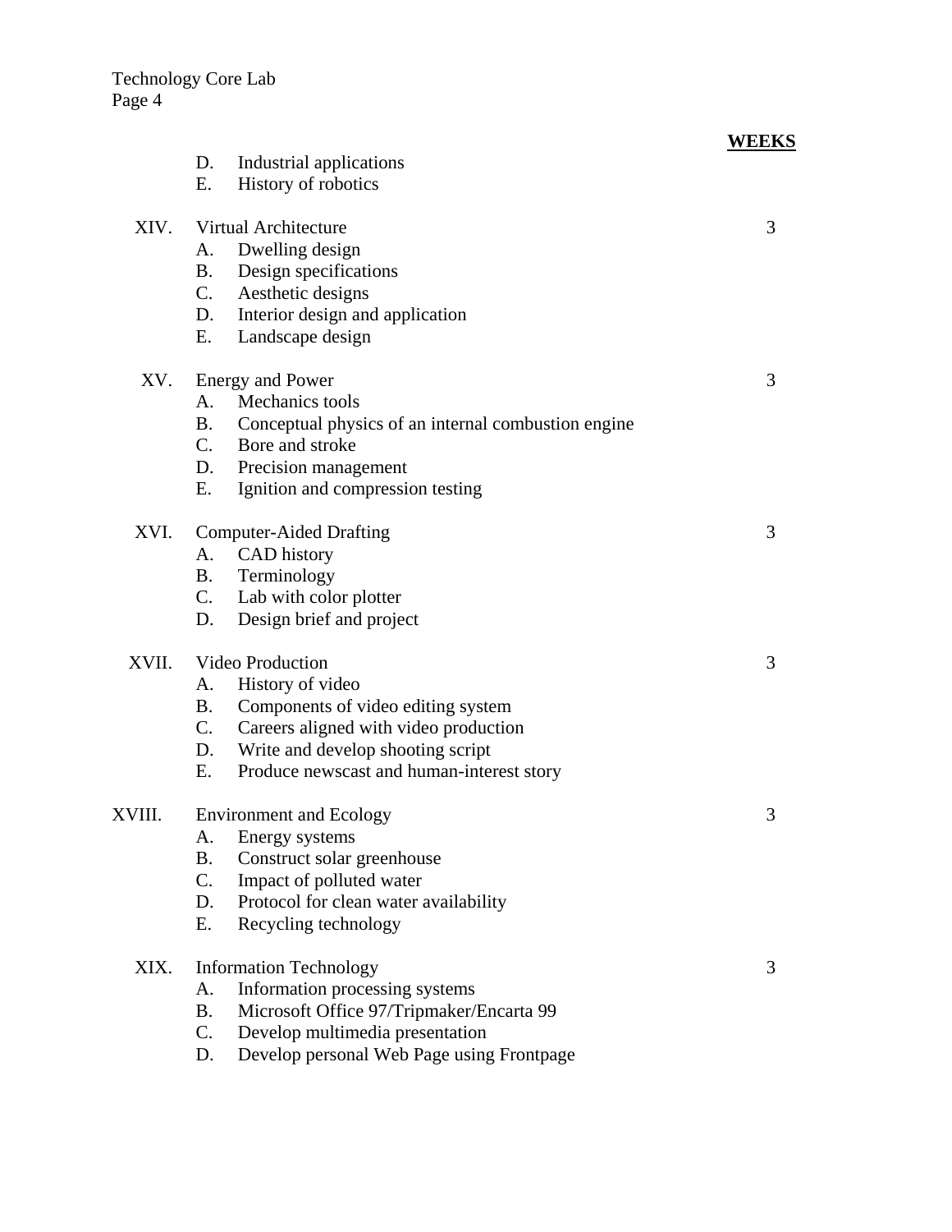**WEEKS**

D. Industrial applications
E. History of robotics

| | | WEEKS |
|---|---|---|
| XIV. | Virtual Architecture | 3 |
| | A. Dwelling design | |
| | B. Design specifications | |
| | C. Aesthetic designs | |
| | D. Interior design and application | |
| | E. Landscape design | |
| XV. | Energy and Power | 3 |
| | A. Mechanics tools | |
| | B. Conceptual physics of an internal combustion engine | |
| | C. Bore and stroke | |
| | D. Precision management | |
| | E. Ignition and compression testing | |
| XVI. | Computer-Aided Drafting | 3 |
| | A. CAD history | |
| | B. Terminology | |
| | C. Lab with color plotter | |
| | D. Design brief and project | |
| XVII. | Video Production | 3 |
| | A. History of video | |
| | B. Components of video editing system | |
| | C. Careers aligned with video production | |
| | D. Write and develop shooting script | |
| | E. Produce newscast and human-interest story | |
| XVIII. | Environment and Ecology | 3 |
| | A. Energy systems | |
| | B. Construct solar greenhouse | |
| | C. Impact of polluted water | |
| | D. Protocol for clean water availability | |
| | E. Recycling technology | |
| XIX. | Information Technology | 3 |
| | A. Information processing systems | |
| | B. Microsoft Office 97/Tripmaker/Encarta 99 | |
| | C. Develop multimedia presentation | |
| | D. Develop personal Web Page using Frontpage | |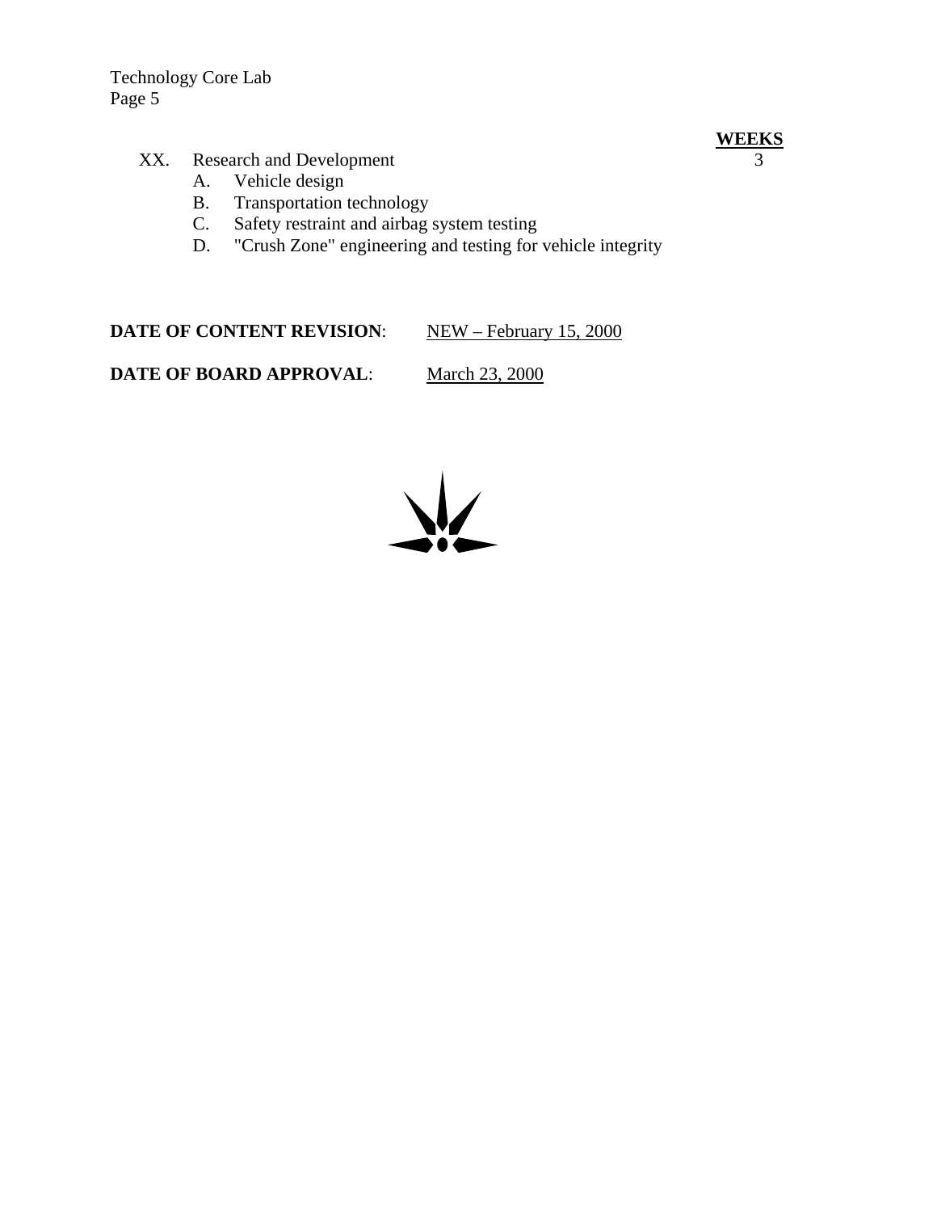**WEEKS**

XX. Research and Development 3

A. Vehicle design
B. Transportation technology
C. Safety restraint and airbag system testing
D. "Crush Zone" engineering and testing for vehicle integrity

**DATE OF CONTENT REVISION**: NEW – February 15, 2000

**DATE OF BOARD APPROVAL**: March 23, 2000